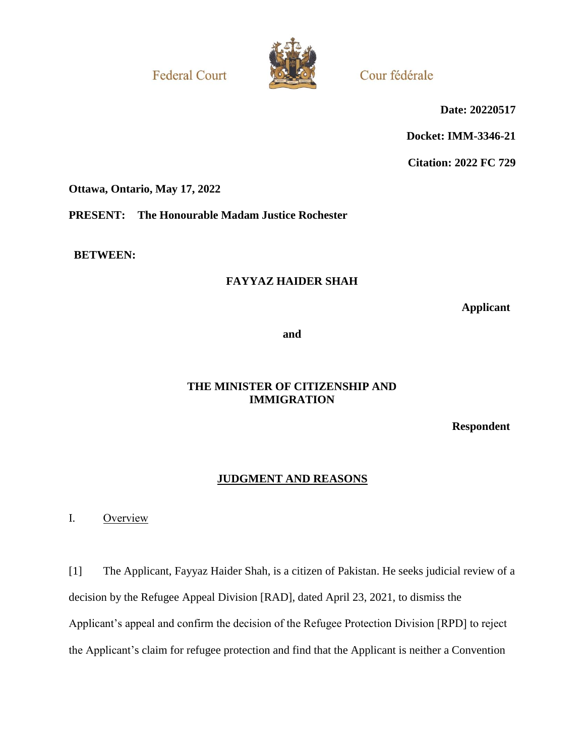Federal Court — Cour fédérale

**Date: 20220517**

**Docket: IMM-3346-21**

**Citation: 2022 FC 729**

**Ottawa, Ontario, May 17, 2022**

**PRESENT: The Honourable Madam Justice Rochester**

**BETWEEN:**

**FAYYAZ HAIDER SHAH**

**Applicant**

**and**

**THE MINISTER OF CITIZENSHIP AND IMMIGRATION**

**Respondent**

## JUDGMENT AND REASONS

### I. Overview

[1] The Applicant, Fayyaz Haider Shah, is a citizen of Pakistan. He seeks judicial review of a decision by the Refugee Appeal Division [RAD], dated April 23, 2021, to dismiss the Applicant's appeal and confirm the decision of the Refugee Protection Division [RPD] to reject the Applicant's claim for refugee protection and find that the Applicant is neither a Convention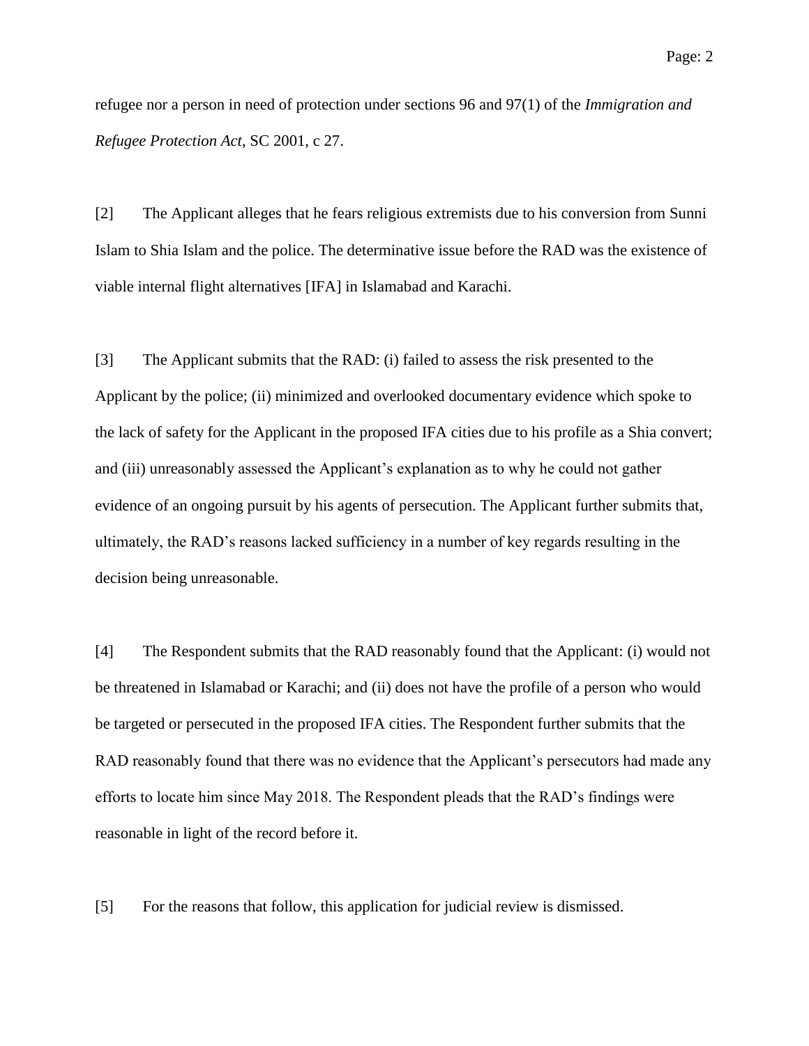refugee nor a person in need of protection under sections 96 and 97(1) of the *Immigration and Refugee Protection Act*, SC 2001, c 27.

[2] The Applicant alleges that he fears religious extremists due to his conversion from Sunni Islam to Shia Islam and the police. The determinative issue before the RAD was the existence of viable internal flight alternatives [IFA] in Islamabad and Karachi.

[3] The Applicant submits that the RAD: (i) failed to assess the risk presented to the Applicant by the police; (ii) minimized and overlooked documentary evidence which spoke to the lack of safety for the Applicant in the proposed IFA cities due to his profile as a Shia convert; and (iii) unreasonably assessed the Applicant's explanation as to why he could not gather evidence of an ongoing pursuit by his agents of persecution. The Applicant further submits that, ultimately, the RAD's reasons lacked sufficiency in a number of key regards resulting in the decision being unreasonable.

[4] The Respondent submits that the RAD reasonably found that the Applicant: (i) would not be threatened in Islamabad or Karachi; and (ii) does not have the profile of a person who would be targeted or persecuted in the proposed IFA cities. The Respondent further submits that the RAD reasonably found that there was no evidence that the Applicant's persecutors had made any efforts to locate him since May 2018. The Respondent pleads that the RAD's findings were reasonable in light of the record before it.

[5] For the reasons that follow, this application for judicial review is dismissed.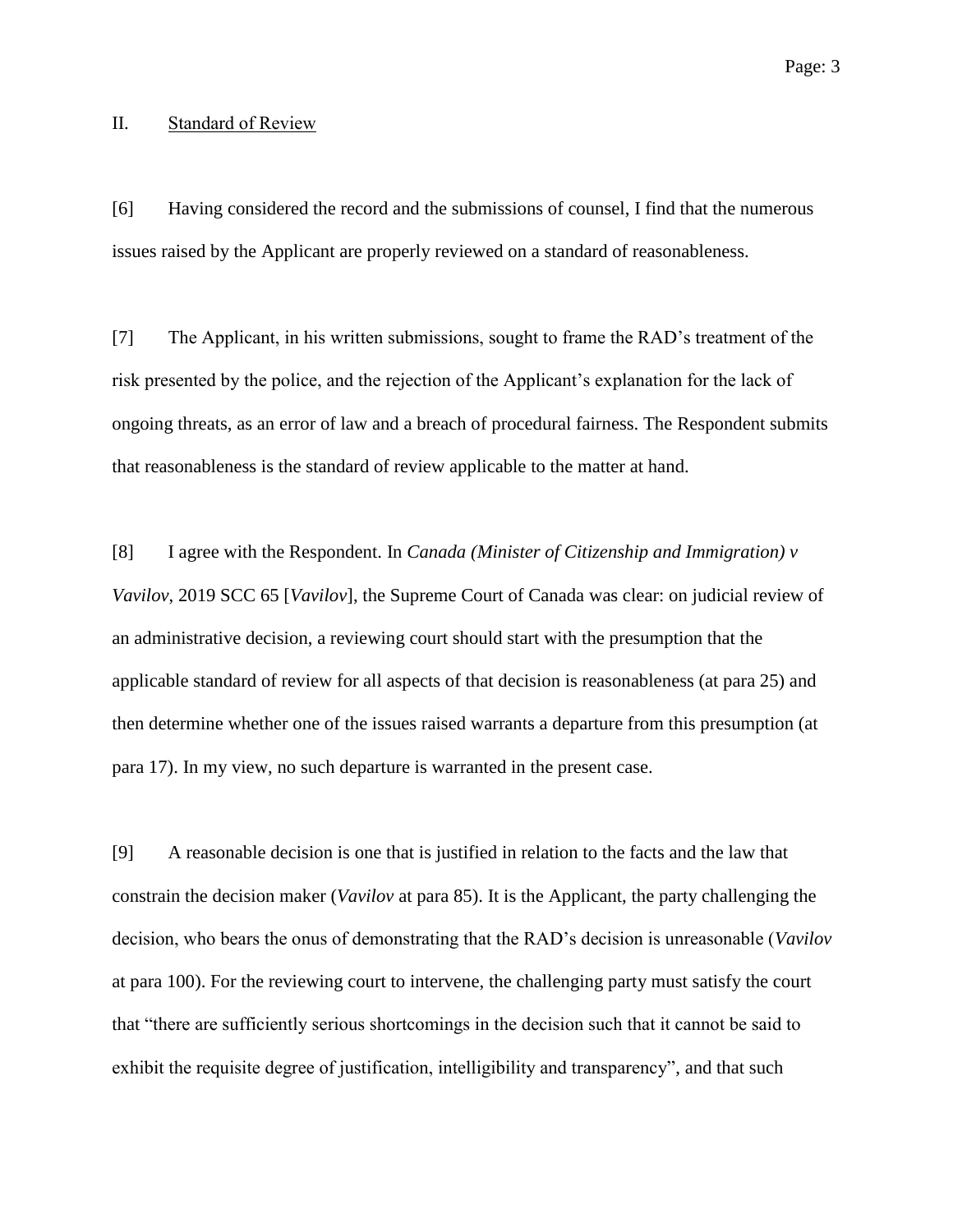## II. Standard of Review

[6] Having considered the record and the submissions of counsel, I find that the numerous issues raised by the Applicant are properly reviewed on a standard of reasonableness.

[7] The Applicant, in his written submissions, sought to frame the RAD's treatment of the risk presented by the police, and the rejection of the Applicant's explanation for the lack of ongoing threats, as an error of law and a breach of procedural fairness. The Respondent submits that reasonableness is the standard of review applicable to the matter at hand.

[8] I agree with the Respondent. In *Canada (Minister of Citizenship and Immigration) v Vavilov*, 2019 SCC 65 [*Vavilov*], the Supreme Court of Canada was clear: on judicial review of an administrative decision, a reviewing court should start with the presumption that the applicable standard of review for all aspects of that decision is reasonableness (at para 25) and then determine whether one of the issues raised warrants a departure from this presumption (at para 17). In my view, no such departure is warranted in the present case.

[9] A reasonable decision is one that is justified in relation to the facts and the law that constrain the decision maker (*Vavilov* at para 85). It is the Applicant, the party challenging the decision, who bears the onus of demonstrating that the RAD's decision is unreasonable (*Vavilov* at para 100). For the reviewing court to intervene, the challenging party must satisfy the court that "there are sufficiently serious shortcomings in the decision such that it cannot be said to exhibit the requisite degree of justification, intelligibility and transparency", and that such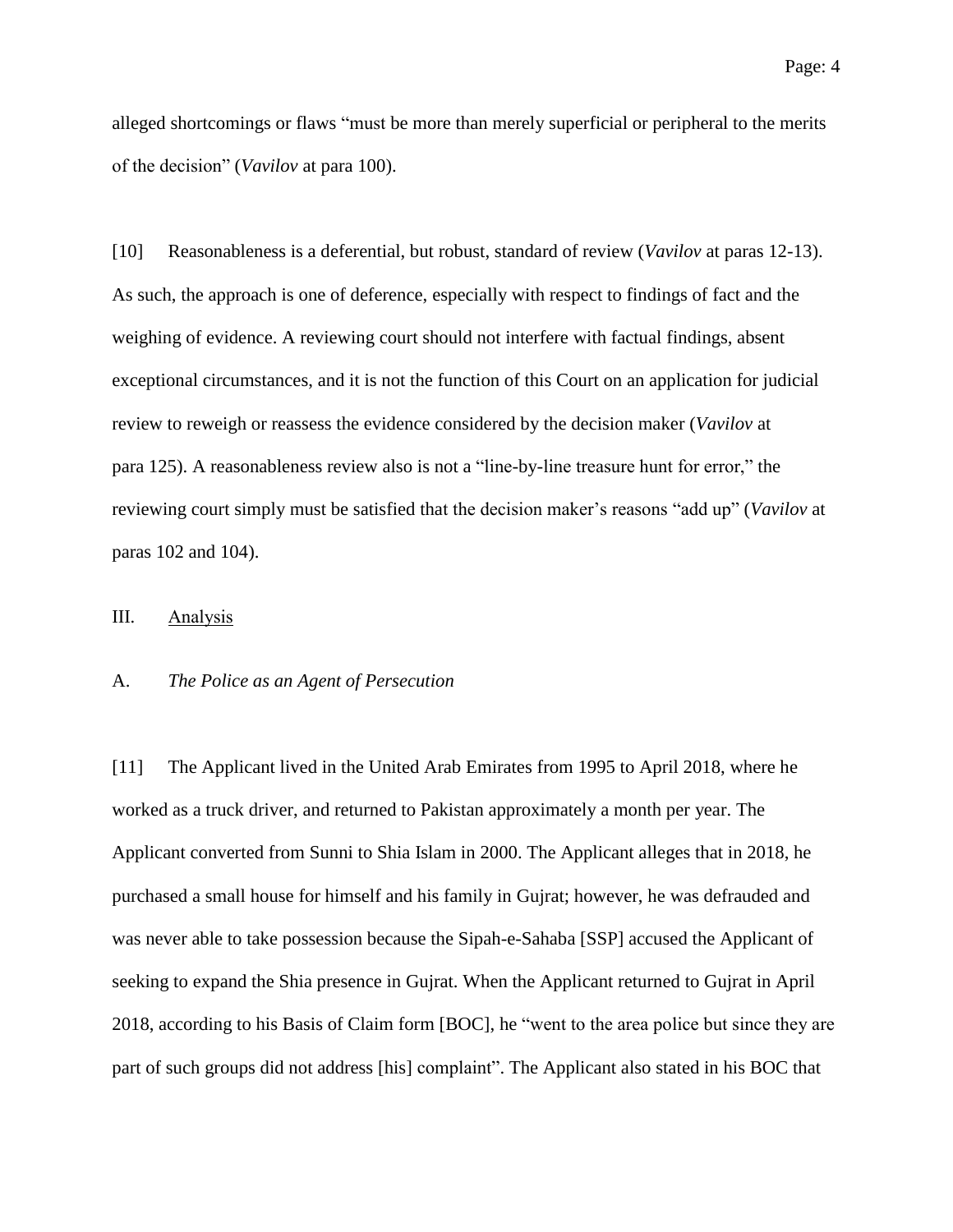alleged shortcomings or flaws "must be more than merely superficial or peripheral to the merits of the decision" (*Vavilov* at para 100).

[10] Reasonableness is a deferential, but robust, standard of review (*Vavilov* at paras 12-13). As such, the approach is one of deference, especially with respect to findings of fact and the weighing of evidence. A reviewing court should not interfere with factual findings, absent exceptional circumstances, and it is not the function of this Court on an application for judicial review to reweigh or reassess the evidence considered by the decision maker (*Vavilov* at para 125). A reasonableness review also is not a "line-by-line treasure hunt for error," the reviewing court simply must be satisfied that the decision maker's reasons "add up" (*Vavilov* at paras 102 and 104).

## III. Analysis

### A. *The Police as an Agent of Persecution*

[11] The Applicant lived in the United Arab Emirates from 1995 to April 2018, where he worked as a truck driver, and returned to Pakistan approximately a month per year. The Applicant converted from Sunni to Shia Islam in 2000. The Applicant alleges that in 2018, he purchased a small house for himself and his family in Gujrat; however, he was defrauded and was never able to take possession because the Sipah-e-Sahaba [SSP] accused the Applicant of seeking to expand the Shia presence in Gujrat. When the Applicant returned to Gujrat in April 2018, according to his Basis of Claim form [BOC], he "went to the area police but since they are part of such groups did not address [his] complaint". The Applicant also stated in his BOC that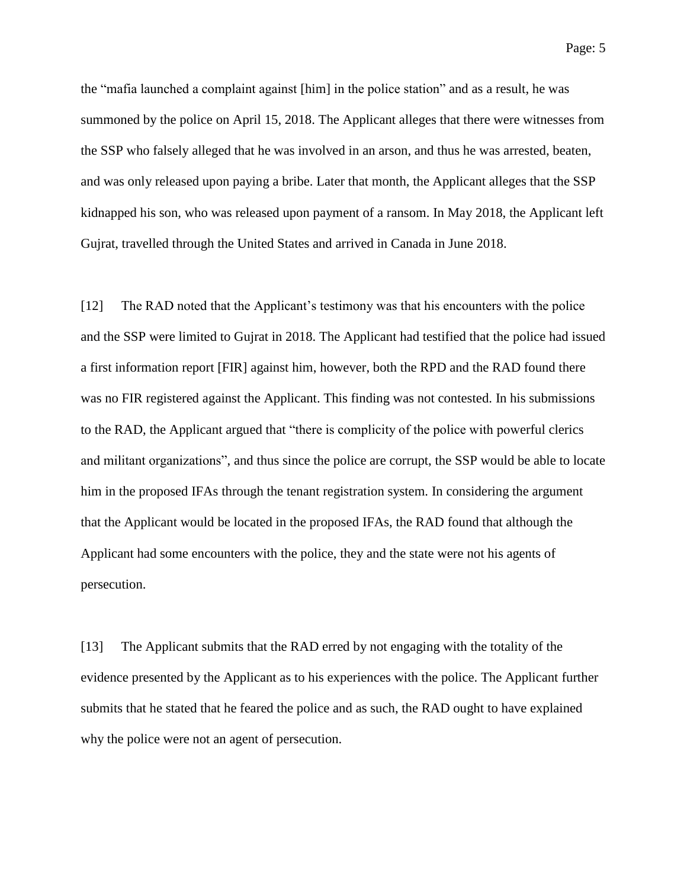the "mafia launched a complaint against [him] in the police station" and as a result, he was summoned by the police on April 15, 2018. The Applicant alleges that there were witnesses from the SSP who falsely alleged that he was involved in an arson, and thus he was arrested, beaten, and was only released upon paying a bribe. Later that month, the Applicant alleges that the SSP kidnapped his son, who was released upon payment of a ransom. In May 2018, the Applicant left Gujrat, travelled through the United States and arrived in Canada in June 2018.

[12] The RAD noted that the Applicant's testimony was that his encounters with the police and the SSP were limited to Gujrat in 2018. The Applicant had testified that the police had issued a first information report [FIR] against him, however, both the RPD and the RAD found there was no FIR registered against the Applicant. This finding was not contested. In his submissions to the RAD, the Applicant argued that "there is complicity of the police with powerful clerics and militant organizations", and thus since the police are corrupt, the SSP would be able to locate him in the proposed IFAs through the tenant registration system. In considering the argument that the Applicant would be located in the proposed IFAs, the RAD found that although the Applicant had some encounters with the police, they and the state were not his agents of persecution.

[13] The Applicant submits that the RAD erred by not engaging with the totality of the evidence presented by the Applicant as to his experiences with the police. The Applicant further submits that he stated that he feared the police and as such, the RAD ought to have explained why the police were not an agent of persecution.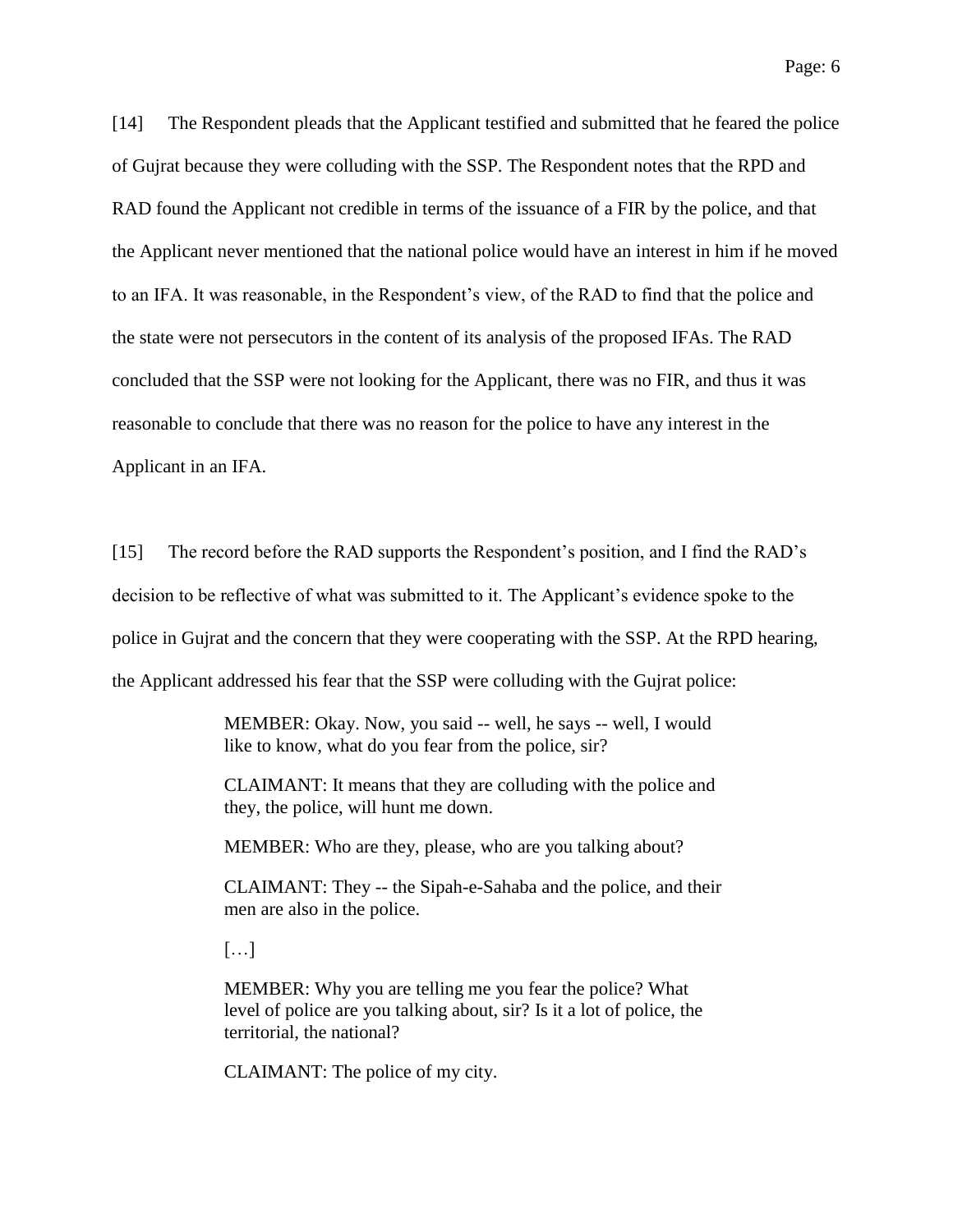[14] The Respondent pleads that the Applicant testified and submitted that he feared the police of Gujrat because they were colluding with the SSP. The Respondent notes that the RPD and RAD found the Applicant not credible in terms of the issuance of a FIR by the police, and that the Applicant never mentioned that the national police would have an interest in him if he moved to an IFA. It was reasonable, in the Respondent's view, of the RAD to find that the police and the state were not persecutors in the content of its analysis of the proposed IFAs. The RAD concluded that the SSP were not looking for the Applicant, there was no FIR, and thus it was reasonable to conclude that there was no reason for the police to have any interest in the Applicant in an IFA.

[15] The record before the RAD supports the Respondent's position, and I find the RAD's decision to be reflective of what was submitted to it. The Applicant's evidence spoke to the police in Gujrat and the concern that they were cooperating with the SSP. At the RPD hearing, the Applicant addressed his fear that the SSP were colluding with the Gujrat police:

> MEMBER: Okay. Now, you said -- well, he says -- well, I would like to know, what do you fear from the police, sir?
>
> CLAIMANT: It means that they are colluding with the police and they, the police, will hunt me down.
>
> MEMBER: Who are they, please, who are you talking about?
>
> CLAIMANT: They -- the Sipah-e-Sahaba and the police, and their men are also in the police.
>
> […]
>
> MEMBER: Why you are telling me you fear the police? What level of police are you talking about, sir? Is it a lot of police, the territorial, the national?
>
> CLAIMANT: The police of my city.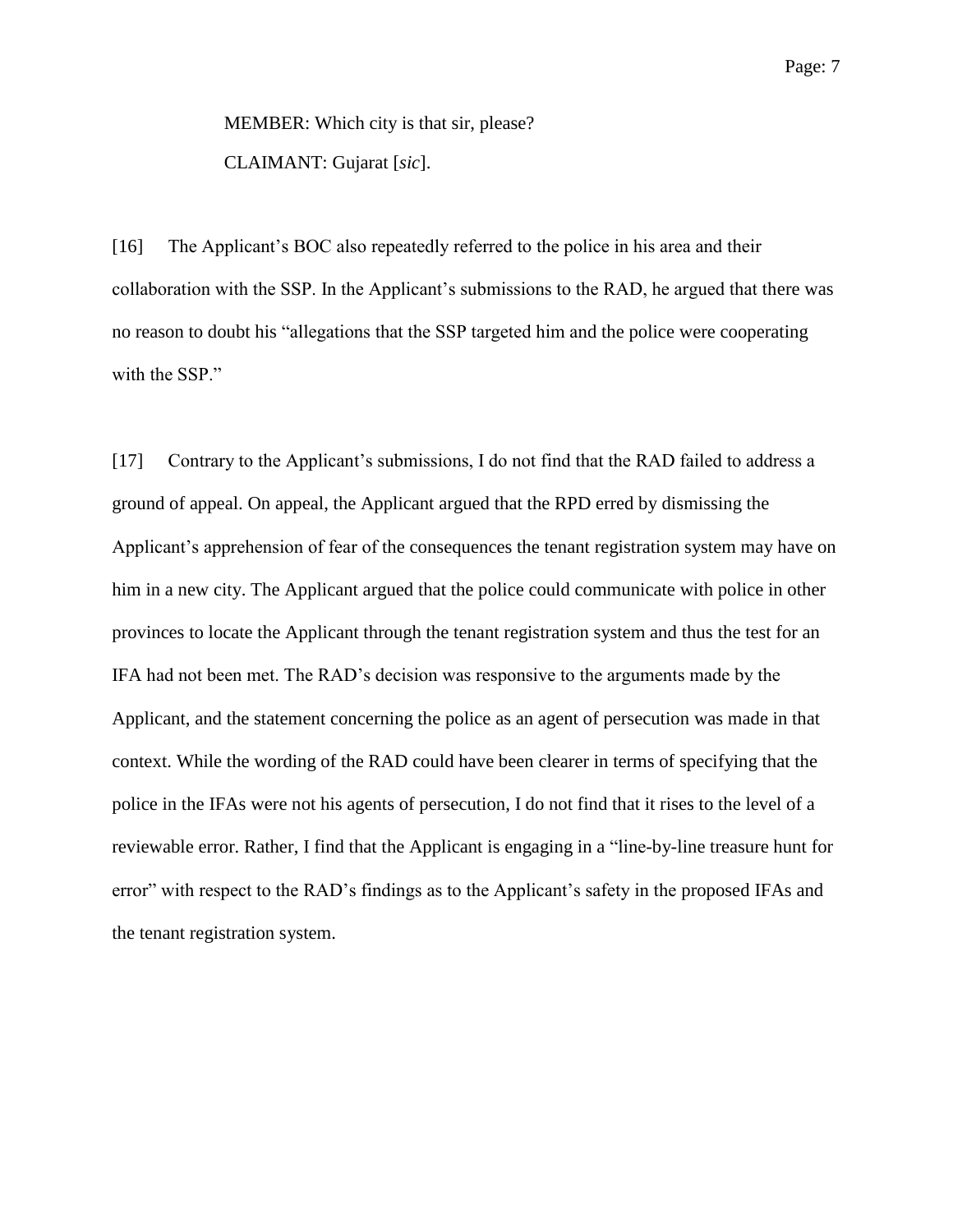> MEMBER: Which city is that sir, please?
>
> CLAIMANT: Gujarat [*sic*].

[16] The Applicant's BOC also repeatedly referred to the police in his area and their collaboration with the SSP. In the Applicant's submissions to the RAD, he argued that there was no reason to doubt his "allegations that the SSP targeted him and the police were cooperating with the SSP."

[17] Contrary to the Applicant's submissions, I do not find that the RAD failed to address a ground of appeal. On appeal, the Applicant argued that the RPD erred by dismissing the Applicant's apprehension of fear of the consequences the tenant registration system may have on him in a new city. The Applicant argued that the police could communicate with police in other provinces to locate the Applicant through the tenant registration system and thus the test for an IFA had not been met. The RAD's decision was responsive to the arguments made by the Applicant, and the statement concerning the police as an agent of persecution was made in that context. While the wording of the RAD could have been clearer in terms of specifying that the police in the IFAs were not his agents of persecution, I do not find that it rises to the level of a reviewable error. Rather, I find that the Applicant is engaging in a "line-by-line treasure hunt for error" with respect to the RAD's findings as to the Applicant's safety in the proposed IFAs and the tenant registration system.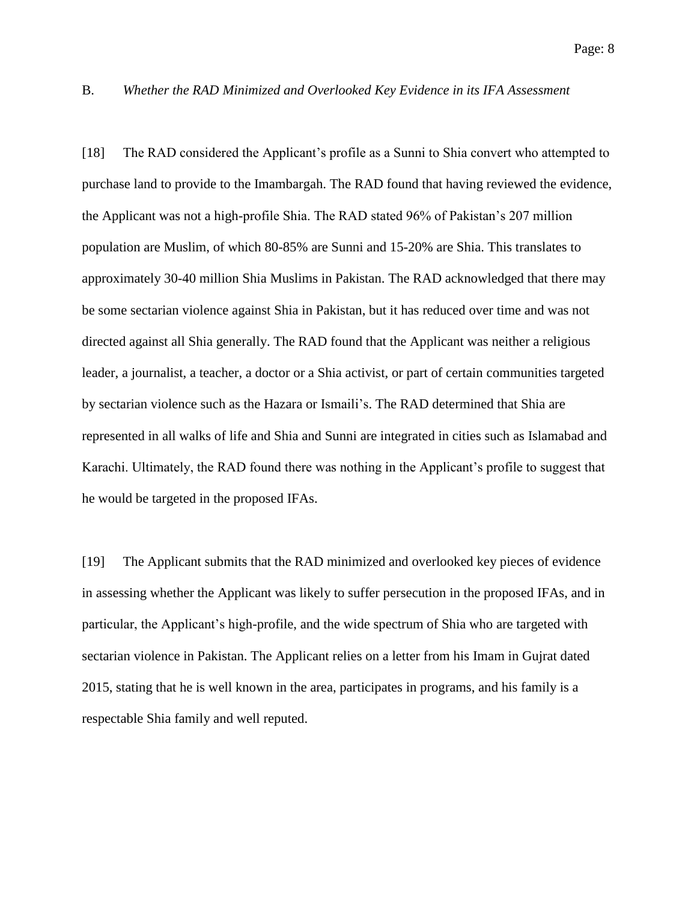### B. *Whether the RAD Minimized and Overlooked Key Evidence in its IFA Assessment*

[18] The RAD considered the Applicant's profile as a Sunni to Shia convert who attempted to purchase land to provide to the Imambargah. The RAD found that having reviewed the evidence, the Applicant was not a high-profile Shia. The RAD stated 96% of Pakistan's 207 million population are Muslim, of which 80-85% are Sunni and 15-20% are Shia. This translates to approximately 30-40 million Shia Muslims in Pakistan. The RAD acknowledged that there may be some sectarian violence against Shia in Pakistan, but it has reduced over time and was not directed against all Shia generally. The RAD found that the Applicant was neither a religious leader, a journalist, a teacher, a doctor or a Shia activist, or part of certain communities targeted by sectarian violence such as the Hazara or Ismaili's. The RAD determined that Shia are represented in all walks of life and Shia and Sunni are integrated in cities such as Islamabad and Karachi. Ultimately, the RAD found there was nothing in the Applicant's profile to suggest that he would be targeted in the proposed IFAs.

[19] The Applicant submits that the RAD minimized and overlooked key pieces of evidence in assessing whether the Applicant was likely to suffer persecution in the proposed IFAs, and in particular, the Applicant's high-profile, and the wide spectrum of Shia who are targeted with sectarian violence in Pakistan. The Applicant relies on a letter from his Imam in Gujrat dated 2015, stating that he is well known in the area, participates in programs, and his family is a respectable Shia family and well reputed.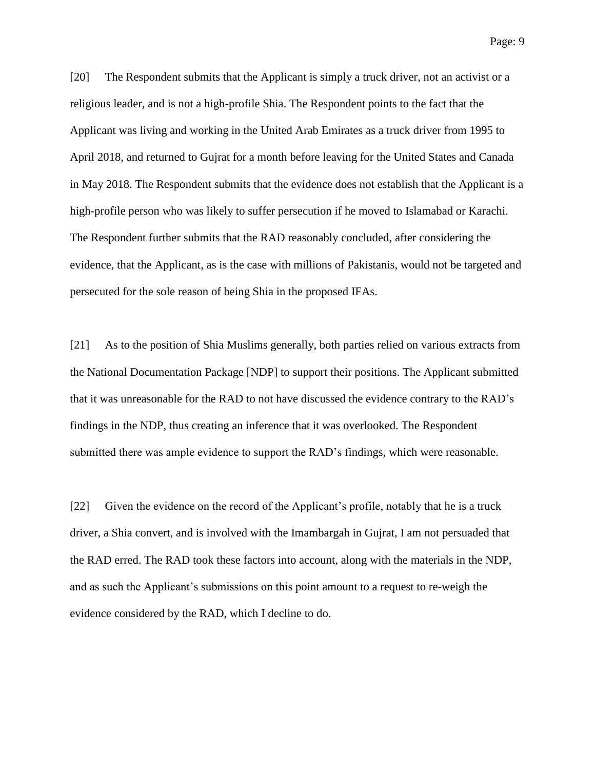[20] The Respondent submits that the Applicant is simply a truck driver, not an activist or a religious leader, and is not a high-profile Shia. The Respondent points to the fact that the Applicant was living and working in the United Arab Emirates as a truck driver from 1995 to April 2018, and returned to Gujrat for a month before leaving for the United States and Canada in May 2018. The Respondent submits that the evidence does not establish that the Applicant is a high-profile person who was likely to suffer persecution if he moved to Islamabad or Karachi. The Respondent further submits that the RAD reasonably concluded, after considering the evidence, that the Applicant, as is the case with millions of Pakistanis, would not be targeted and persecuted for the sole reason of being Shia in the proposed IFAs.

[21] As to the position of Shia Muslims generally, both parties relied on various extracts from the National Documentation Package [NDP] to support their positions. The Applicant submitted that it was unreasonable for the RAD to not have discussed the evidence contrary to the RAD's findings in the NDP, thus creating an inference that it was overlooked. The Respondent submitted there was ample evidence to support the RAD's findings, which were reasonable.

[22] Given the evidence on the record of the Applicant's profile, notably that he is a truck driver, a Shia convert, and is involved with the Imambargah in Gujrat, I am not persuaded that the RAD erred. The RAD took these factors into account, along with the materials in the NDP, and as such the Applicant's submissions on this point amount to a request to re-weigh the evidence considered by the RAD, which I decline to do.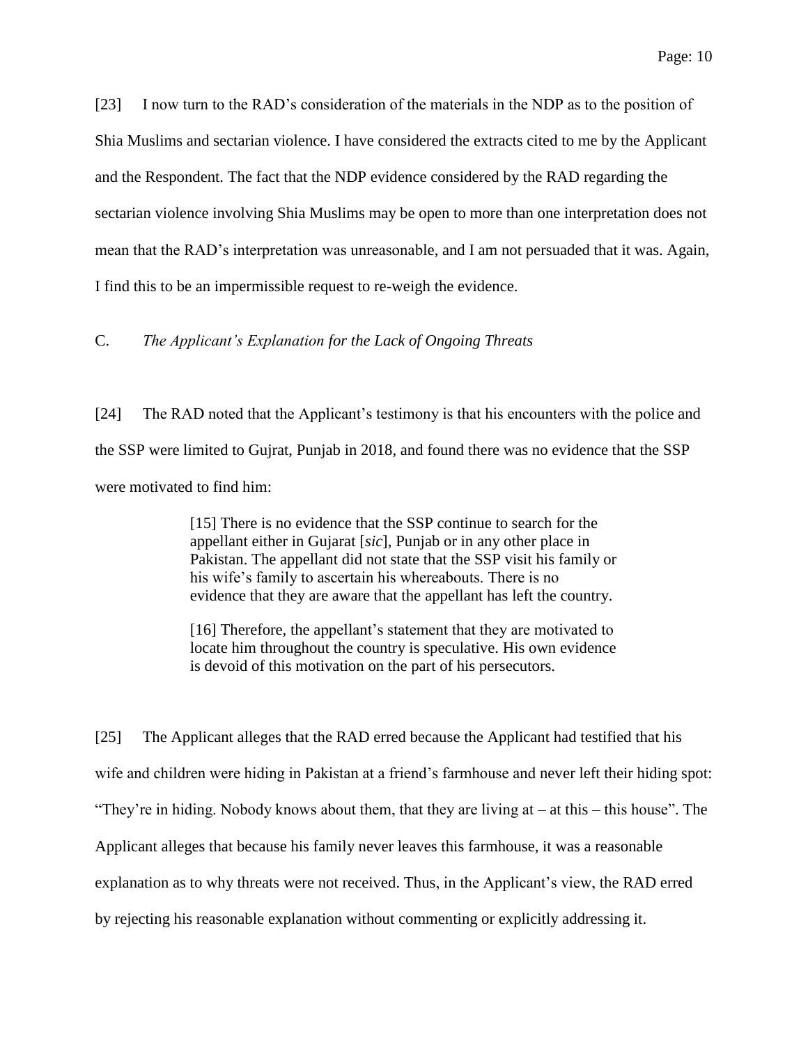[23] I now turn to the RAD's consideration of the materials in the NDP as to the position of Shia Muslims and sectarian violence. I have considered the extracts cited to me by the Applicant and the Respondent. The fact that the NDP evidence considered by the RAD regarding the sectarian violence involving Shia Muslims may be open to more than one interpretation does not mean that the RAD's interpretation was unreasonable, and I am not persuaded that it was. Again, I find this to be an impermissible request to re-weigh the evidence.

### C. *The Applicant's Explanation for the Lack of Ongoing Threats*

[24] The RAD noted that the Applicant's testimony is that his encounters with the police and the SSP were limited to Gujrat, Punjab in 2018, and found there was no evidence that the SSP were motivated to find him:

> [15] There is no evidence that the SSP continue to search for the appellant either in Gujarat [*sic*], Punjab or in any other place in Pakistan. The appellant did not state that the SSP visit his family or his wife's family to ascertain his whereabouts. There is no evidence that they are aware that the appellant has left the country.
>
> [16] Therefore, the appellant's statement that they are motivated to locate him throughout the country is speculative. His own evidence is devoid of this motivation on the part of his persecutors.

[25] The Applicant alleges that the RAD erred because the Applicant had testified that his wife and children were hiding in Pakistan at a friend's farmhouse and never left their hiding spot: "They're in hiding. Nobody knows about them, that they are living at – at this – this house". The Applicant alleges that because his family never leaves this farmhouse, it was a reasonable explanation as to why threats were not received. Thus, in the Applicant's view, the RAD erred by rejecting his reasonable explanation without commenting or explicitly addressing it.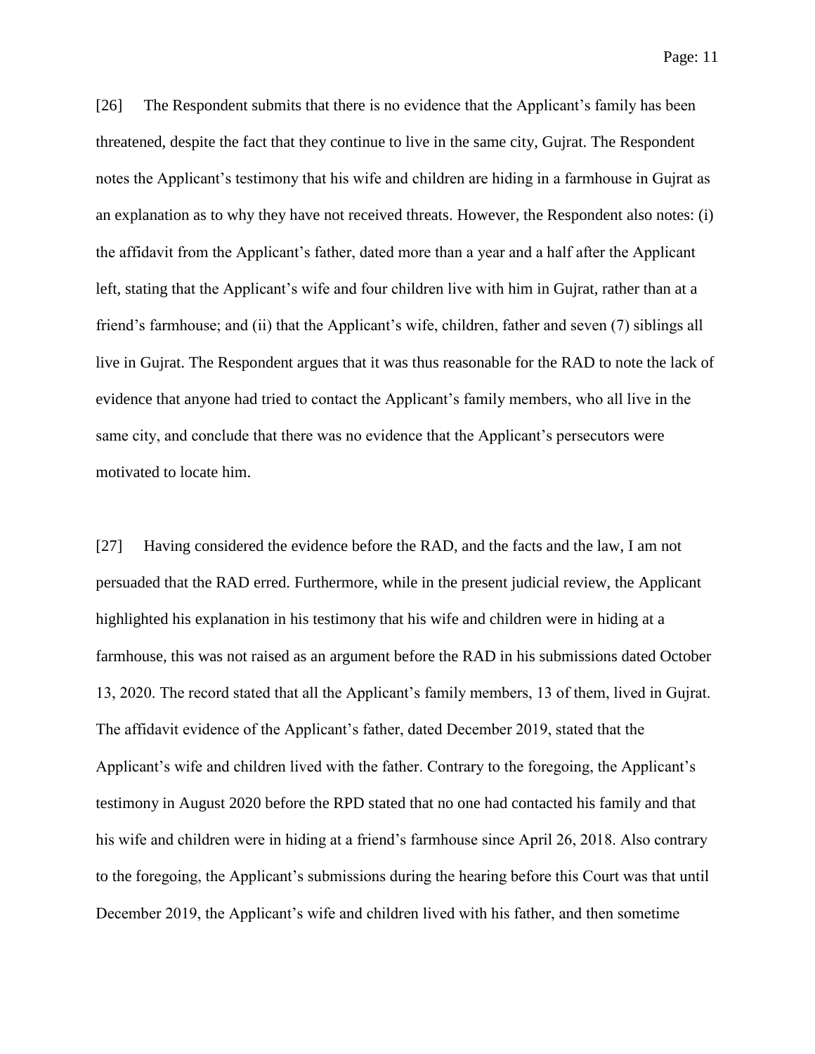[26] The Respondent submits that there is no evidence that the Applicant's family has been threatened, despite the fact that they continue to live in the same city, Gujrat. The Respondent notes the Applicant's testimony that his wife and children are hiding in a farmhouse in Gujrat as an explanation as to why they have not received threats. However, the Respondent also notes: (i) the affidavit from the Applicant's father, dated more than a year and a half after the Applicant left, stating that the Applicant's wife and four children live with him in Gujrat, rather than at a friend's farmhouse; and (ii) that the Applicant's wife, children, father and seven (7) siblings all live in Gujrat. The Respondent argues that it was thus reasonable for the RAD to note the lack of evidence that anyone had tried to contact the Applicant's family members, who all live in the same city, and conclude that there was no evidence that the Applicant's persecutors were motivated to locate him.

[27] Having considered the evidence before the RAD, and the facts and the law, I am not persuaded that the RAD erred. Furthermore, while in the present judicial review, the Applicant highlighted his explanation in his testimony that his wife and children were in hiding at a farmhouse, this was not raised as an argument before the RAD in his submissions dated October 13, 2020. The record stated that all the Applicant's family members, 13 of them, lived in Gujrat. The affidavit evidence of the Applicant's father, dated December 2019, stated that the Applicant's wife and children lived with the father. Contrary to the foregoing, the Applicant's testimony in August 2020 before the RPD stated that no one had contacted his family and that his wife and children were in hiding at a friend's farmhouse since April 26, 2018. Also contrary to the foregoing, the Applicant's submissions during the hearing before this Court was that until December 2019, the Applicant's wife and children lived with his father, and then sometime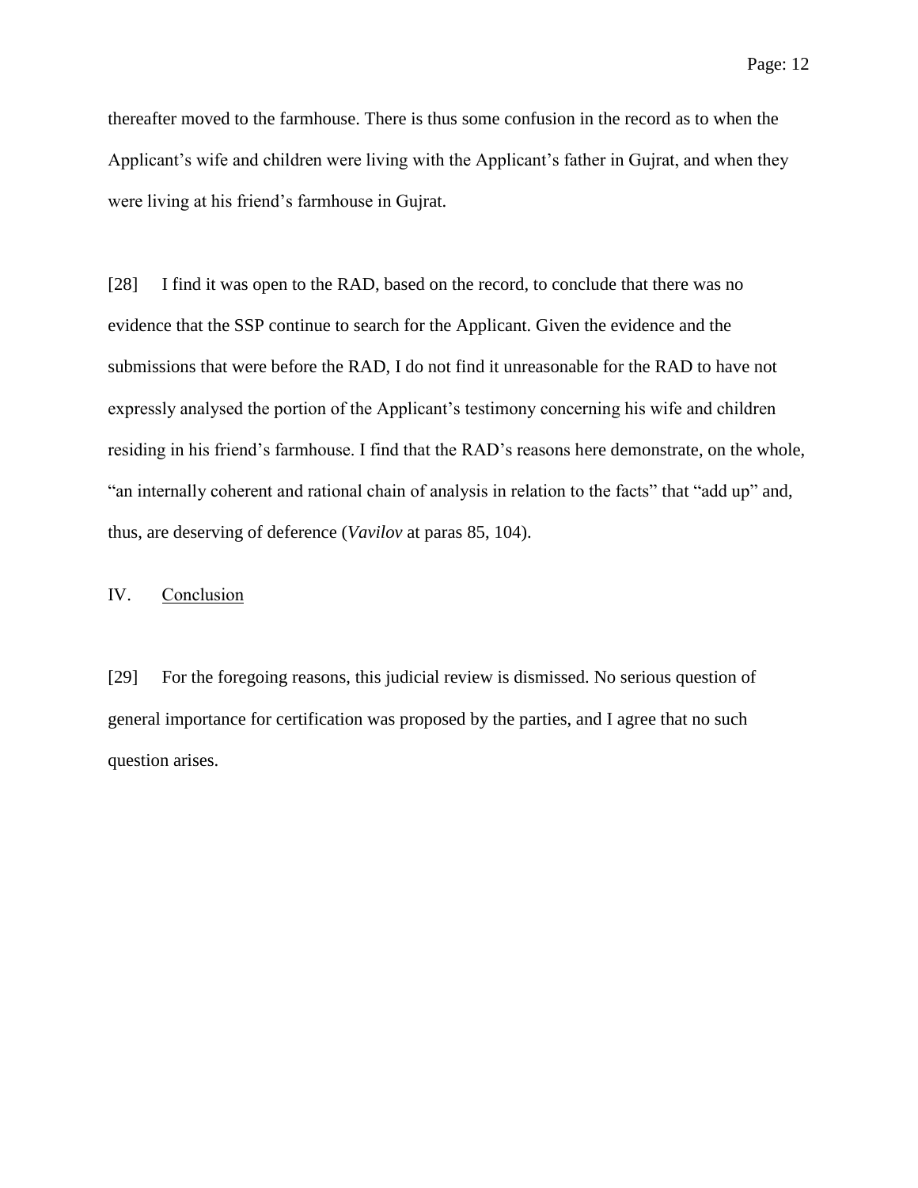thereafter moved to the farmhouse. There is thus some confusion in the record as to when the Applicant's wife and children were living with the Applicant's father in Gujrat, and when they were living at his friend's farmhouse in Gujrat.

[28] I find it was open to the RAD, based on the record, to conclude that there was no evidence that the SSP continue to search for the Applicant. Given the evidence and the submissions that were before the RAD, I do not find it unreasonable for the RAD to have not expressly analysed the portion of the Applicant's testimony concerning his wife and children residing in his friend's farmhouse. I find that the RAD's reasons here demonstrate, on the whole, "an internally coherent and rational chain of analysis in relation to the facts" that "add up" and, thus, are deserving of deference (*Vavilov* at paras 85, 104).

## IV. Conclusion

[29] For the foregoing reasons, this judicial review is dismissed. No serious question of general importance for certification was proposed by the parties, and I agree that no such question arises.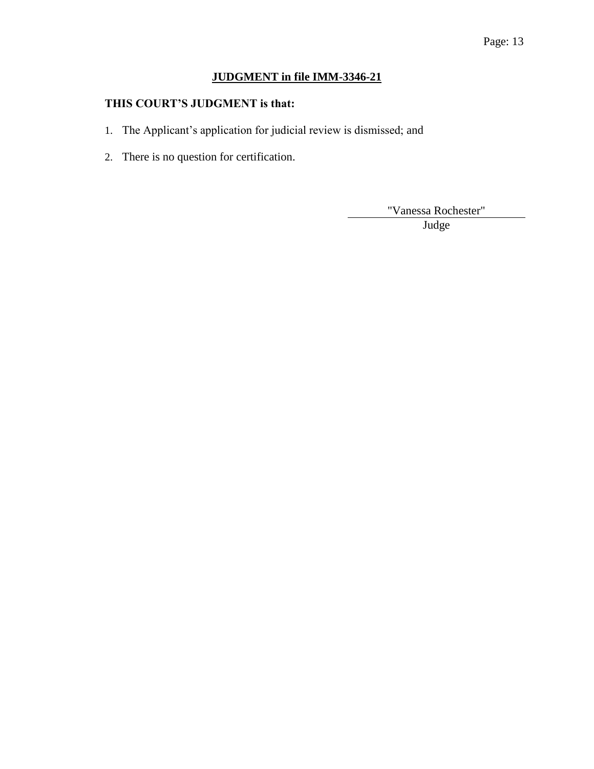**JUDGMENT in file IMM-3346-21**

**THIS COURT'S JUDGMENT is that:**

1. The Applicant's application for judicial review is dismissed; and
2. There is no question for certification.

"Vanessa Rochester"

Judge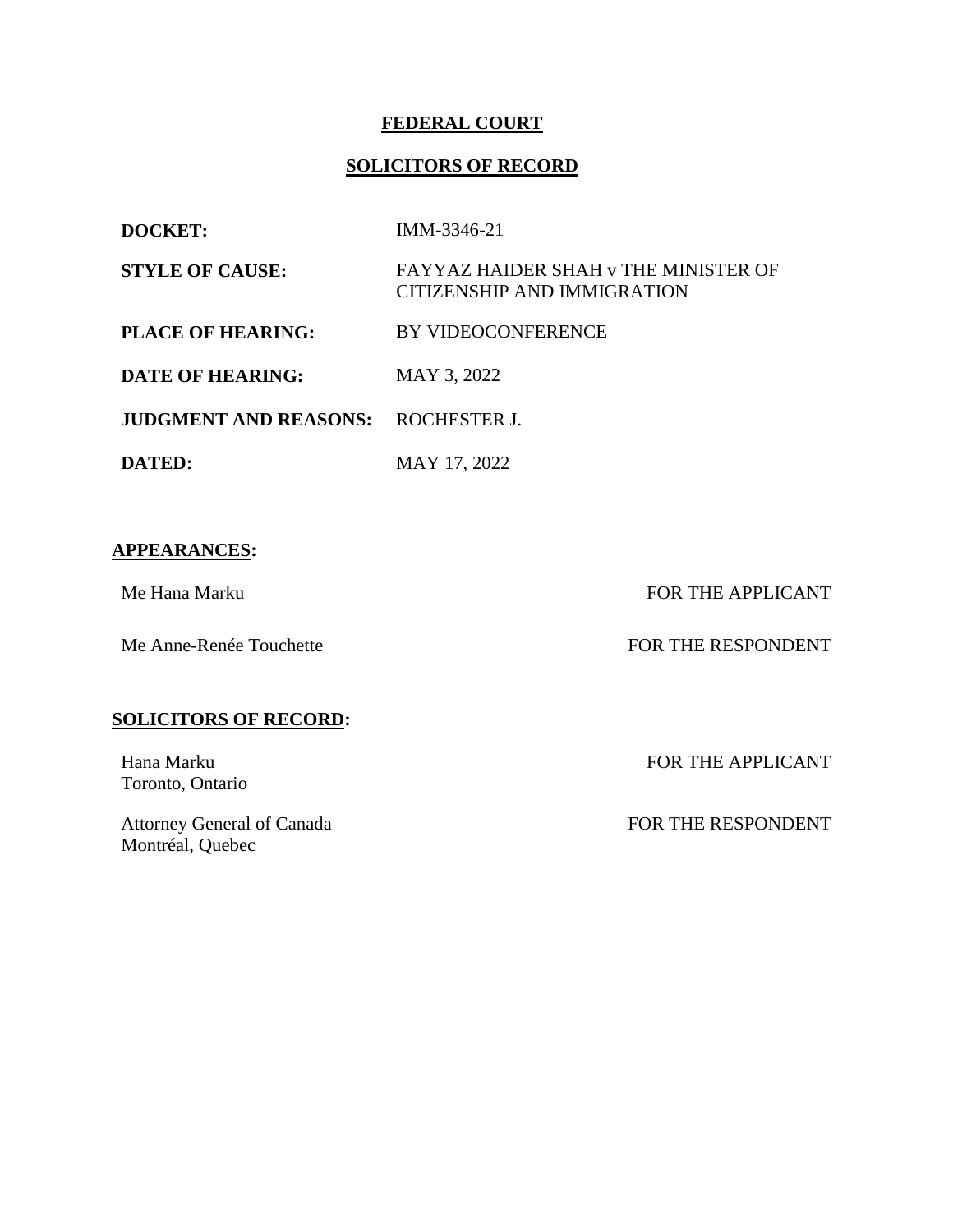**FEDERAL COURT**

**SOLICITORS OF RECORD**

| | |
|---|---|
| **DOCKET:** | IMM-3346-21 |
| **STYLE OF CAUSE:** | FAYYAZ HAIDER SHAH v THE MINISTER OF CITIZENSHIP AND IMMIGRATION |
| **PLACE OF HEARING:** | BY VIDEOCONFERENCE |
| **DATE OF HEARING:** | MAY 3, 2022 |
| **JUDGMENT AND REASONS:** | ROCHESTER J. |
| **DATED:** | MAY 17, 2022 |

**APPEARANCES:**

| | |
|---|---|
| Me Hana Marku | FOR THE APPLICANT |
| Me Anne-Renée Touchette | FOR THE RESPONDENT |

**SOLICITORS OF RECORD:**

| | |
|---|---|
| Hana Marku<br>Toronto, Ontario | FOR THE APPLICANT |
| Attorney General of Canada<br>Montréal, Quebec | FOR THE RESPONDENT |